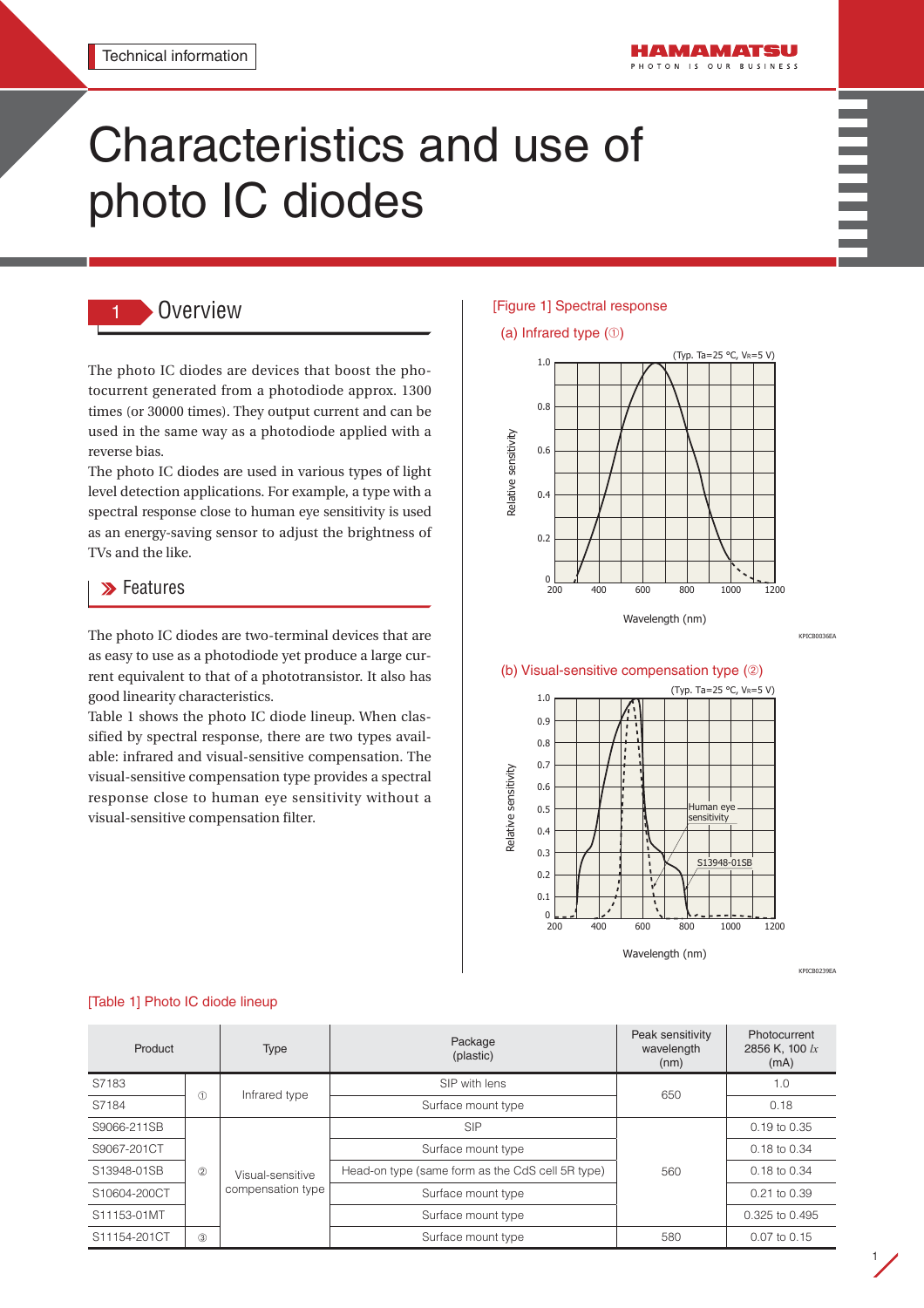Technical information

# Characteristics and use of photo IC diodes

## 1 Overview

The photo IC diodes are devices that boost the photocurrent generated from a photodiode approx. 1300 times (or 30000 times). They output current and can be used in the same way as a photodiode applied with a reverse bias.

The photo IC diodes are used in various types of light level detection applications. For example, a type with a spectral response close to human eye sensitivity is used as an energy-saving sensor to adjust the brightness of TVs and the like.

### Features

The photo IC diodes are two-terminal devices that are as easy to use as a photodiode yet produce a large current equivalent to that of a phototransistor. It also has good linearity characteristics.

Table 1 shows the photo IC diode lineup. When classified by spectral response, there are two types available: infrared and visual-sensitive compensation. The visual-sensitive compensation type provides a spectral response close to human eye sensitivity without a visual-sensitive compensation filter.

[Figure 1] Spectral response

(a) Infrared type (①)

(Typ. Ta=25 °C, $V_R$=5 V)

KPICB0036EA

(b) Visual-sensitive compensation type (②)

(Typ. Ta=25 °C, $V_R$=5 V)

KPICB0239EA

[Table 1] Photo IC diode lineup

| Product | | Type | Package (plastic) | Peak sensitivity wavelength (nm) | Photocurrent 2856 K, 100 *lx* (mA) |
|---|---|---|---|---|---|
| S7183 | ① | Infrared type | SIP with lens | 650 | 1.0 |
| S7184 | | | Surface mount type | | 0.18 |
| S9066-211SB | ② | Visual-sensitive compensation type | SIP | 560 | 0.19 to 0.35 |
| S9067-201CT | | | Surface mount type | | 0.18 to 0.34 |
| S13948-01SB | | | Head-on type (same form as the CdS cell 5R type) | | 0.18 to 0.34 |
| S10604-200CT | | | Surface mount type | | 0.21 to 0.39 |
| S11153-01MT | | | Surface mount type | | 0.325 to 0.495 |
| S11154-201CT | ③ | | Surface mount type | 580 | 0.07 to 0.15 |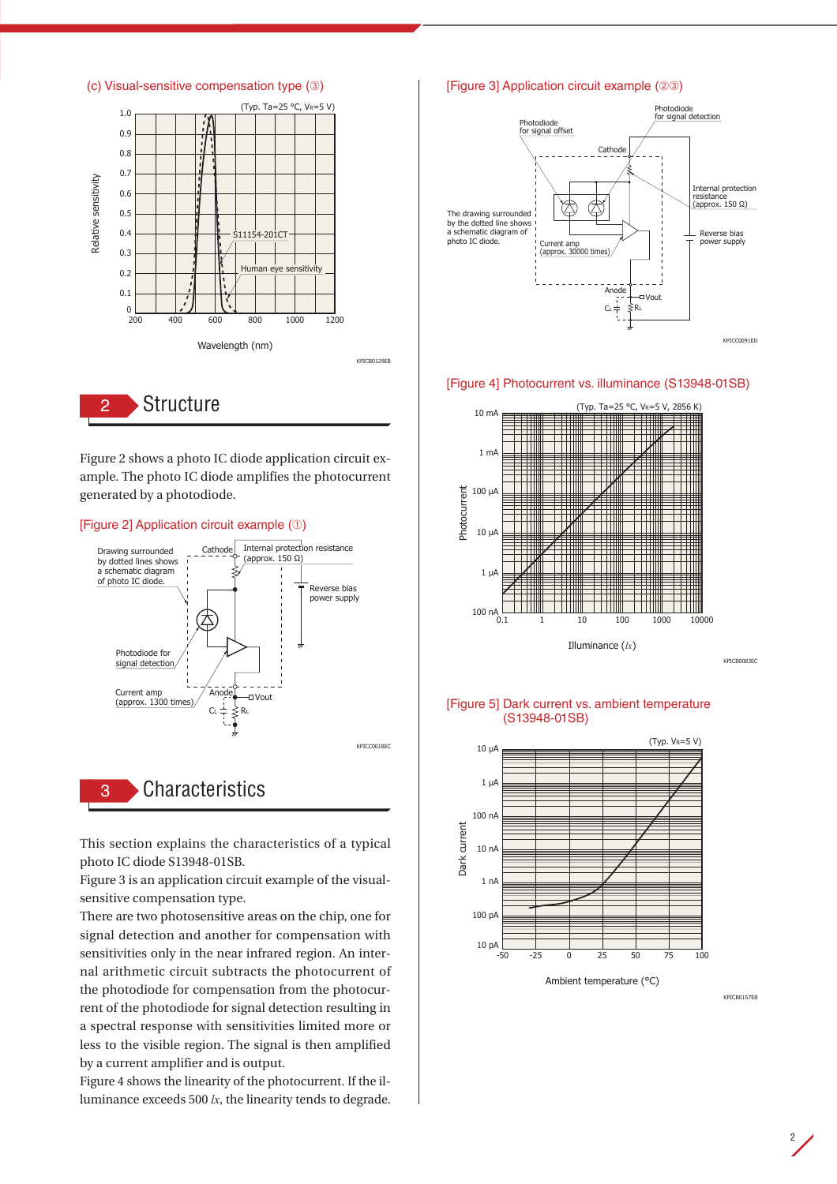(c) Visual-sensitive compensation type (③)

## 2 Structure

Figure 2 shows a photo IC diode application circuit example. The photo IC diode amplifies the photocurrent generated by a photodiode.

[Figure 2] Application circuit example (①)

## 3 Characteristics

This section explains the characteristics of a typical photo IC diode S13948-01SB.

Figure 3 is an application circuit example of the visual-sensitive compensation type.

There are two photosensitive areas on the chip, one for signal detection and another for compensation with sensitivities only in the near infrared region. An internal arithmetic circuit subtracts the photocurrent of the photodiode for compensation from the photocurrent of the photodiode for signal detection resulting in a spectral response with sensitivities limited more or less to the visible region. The signal is then amplified by a current amplifier and is output.

Figure 4 shows the linearity of the photocurrent. If the illuminance exceeds 500 *lx*, the linearity tends to degrade.

[Figure 3] Application circuit example (②③)

[Figure 4] Photocurrent vs. illuminance (S13948-01SB)

[Figure 5] Dark current vs. ambient temperature (S13948-01SB)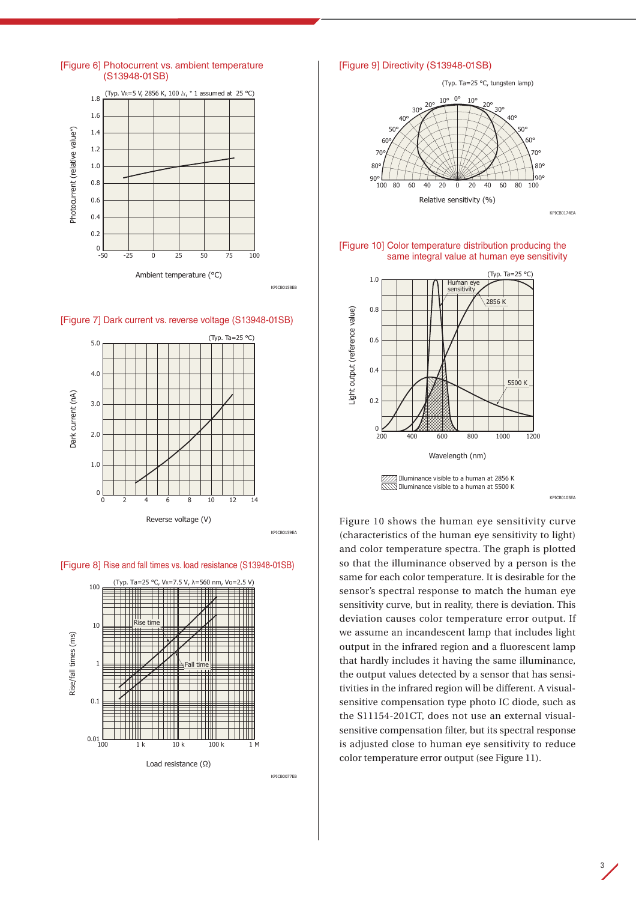[Figure 6] Photocurrent vs. ambient temperature (S13948-01SB)

(Typ. $V_R$=5 V, 2856 K, 100 lx, * 1 assumed at 25 °C)

[Figure 7] Dark current vs. reverse voltage (S13948-01SB)

(Typ. Ta=25 °C)

[Figure 8] Rise and fall times vs. load resistance (S13948-01SB)

(Typ. Ta=25 °C, $V_R$=7.5 V, λ=560 nm, Vo=2.5 V)

[Figure 9] Directivity (S13948-01SB)

(Typ. Ta=25 °C, tungsten lamp)

[Figure 10] Color temperature distribution producing the same integral value at human eye sensitivity

(Typ. Ta=25 °C)

Figure 10 shows the human eye sensitivity curve (characteristics of the human eye sensitivity to light) and color temperature spectra. The graph is plotted so that the illuminance observed by a person is the same for each color temperature. It is desirable for the sensor's spectral response to match the human eye sensitivity curve, but in reality, there is deviation. This deviation causes color temperature error output. If we assume an incandescent lamp that includes light output in the infrared region and a fluorescent lamp that hardly includes it having the same illuminance, the output values detected by a sensor that has sensitivities in the infrared region will be different. A visual-sensitive compensation type photo IC diode, such as the S11154-201CT, does not use an external visual-sensitive compensation filter, but its spectral response is adjusted close to human eye sensitivity to reduce color temperature error output (see Figure 11).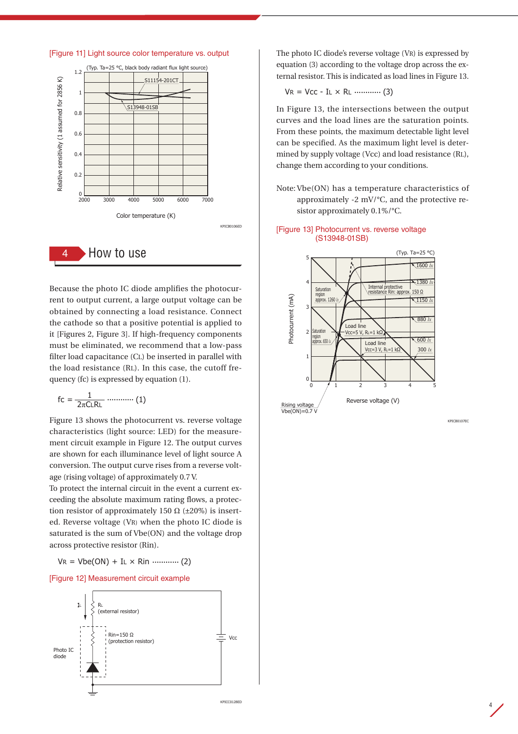[Figure 11] Light source color temperature vs. output

(Typ. Ta=25 °C, black body radiant flux light source)

KPICB0106ED

## 4 How to use

Because the photo IC diode amplifies the photocurrent to output current, a large output voltage can be obtained by connecting a load resistance. Connect the cathode so that a positive potential is applied to it [Figures 2, Figure 3]. If high-frequency components must be eliminated, we recommend that a low-pass filter load capacitance ($C_L$) be inserted in parallel with the load resistance ($R_L$). In this case, the cutoff frequency (fc) is expressed by equation (1).

$$fc = \frac{1}{2\pi C_L R_L} \quad \cdots\cdots\cdots\cdots (1)$$

Figure 13 shows the photocurrent vs. reverse voltage characteristics (light source: LED) for the measurement circuit example in Figure 12. The output curves are shown for each illuminance level of light source A conversion. The output curve rises from a reverse voltage (rising voltage) of approximately 0.7 V.

To protect the internal circuit in the event a current exceeding the absolute maximum rating flows, a protection resistor of approximately 150 Ω (±20%) is inserted. Reverse voltage ($V_R$) when the photo IC diode is saturated is the sum of Vbe(ON) and the voltage drop across protective resistor (Rin).

$$V_R = Vbe(ON) + I_L \times Rin \quad \cdots\cdots\cdots\cdots (2)$$

[Figure 12] Measurement circuit example

KPICC0128ED

The photo IC diode's reverse voltage ($V_R$) is expressed by equation (3) according to the voltage drop across the external resistor. This is indicated as load lines in Figure 13.

$$V_R = Vcc - I_L \times R_L \quad \cdots\cdots\cdots\cdots (3)$$

In Figure 13, the intersections between the output curves and the load lines are the saturation points. From these points, the maximum detectable light level can be specified. As the maximum light level is determined by supply voltage (Vcc) and load resistance ($R_L$), change them according to your conditions.

Note: Vbe(ON) has a temperature characteristics of approximately -2 mV/°C, and the protective resistor approximately 0.1%/°C.

[Figure 13] Photocurrent vs. reverse voltage (S13948-01SB)

(Typ. Ta=25 °C)

KPICB0107EC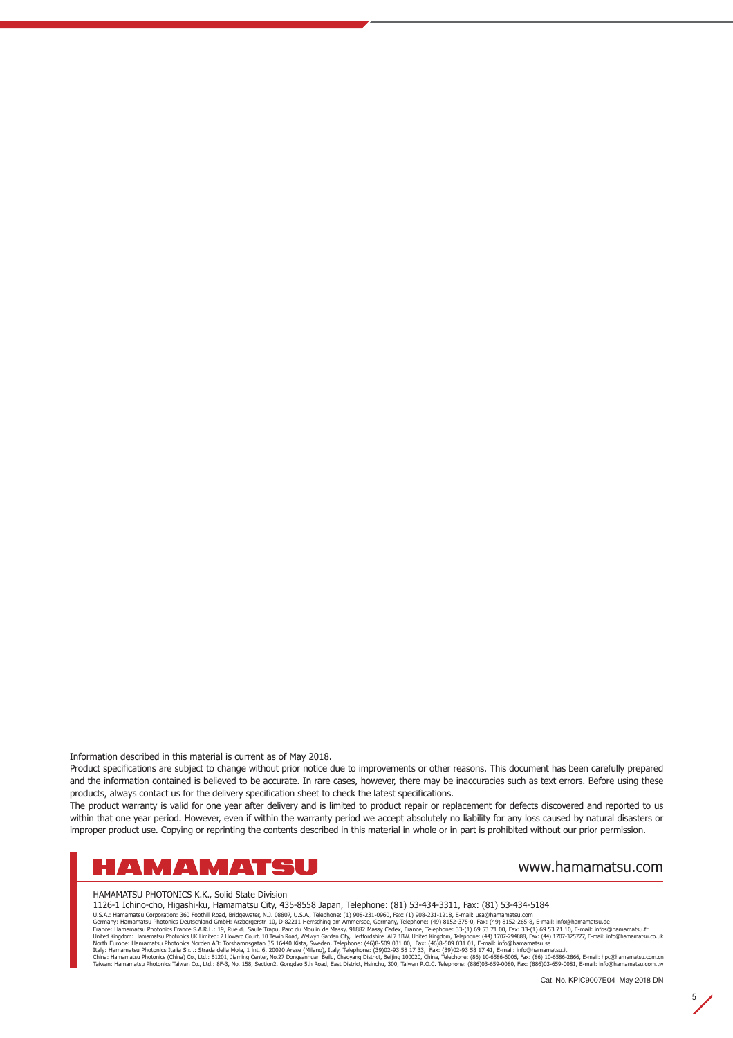Information described in this material is current as of May 2018.

Product specifications are subject to change without prior notice due to improvements or other reasons. This document has been carefully prepared and the information contained is believed to be accurate. In rare cases, however, there may be inaccuracies such as text errors. Before using these products, always contact us for the delivery specification sheet to check the latest specifications.

The product warranty is valid for one year after delivery and is limited to product repair or replacement for defects discovered and reported to us within that one year period. However, even if within the warranty period we accept absolutely no liability for any loss caused by natural disasters or improper product use. Copying or reprinting the contents described in this material in whole or in part is prohibited without our prior permission.

**HAMAMATSU**

www.hamamatsu.com

HAMAMATSU PHOTONICS K.K., Solid State Division
1126-1 Ichino-cho, Higashi-ku, Hamamatsu City, 435-8558 Japan, Telephone: (81) 53-434-3311, Fax: (81) 53-434-5184
U.S.A.: Hamamatsu Corporation: 360 Foothill Road, Bridgewater, N.J. 08807, U.S.A., Telephone: (1) 908-231-0960, Fax: (1) 908-231-1218, E-mail: usa@hamamatsu.com
Germany: Hamamatsu Photonics Deutschland GmbH: Arzbergerstr. 10, D-82211 Herrsching am Ammersee, Germany, Telephone: (49) 8152-375-0, Fax: (49) 8152-265-8, E-mail: info@hamamatsu.de
France: Hamamatsu Photonics France S.A.R.L.: 19, Rue du Saule Trapu, Parc du Moulin de Massy, 91882 Massy Cedex, France, Telephone: 33-(1) 69 53 71 00, Fax: 33-(1) 69 53 71 10, E-mail: infos@hamamatsu.fr
United Kingdom: Hamamatsu Photonics UK Limited: 2 Howard Court, 10 Tewin Road, Welwyn Garden City, Hertfordshire AL7 1BW, United Kingdom, Telephone: (44) 1707-294888, Fax: (44) 1707-325777, E-mail: info@hamamatsu.co.uk
North Europe: Hamamatsu Photonics Norden AB: Torshamnsgatan 35 16440 Kista, Sweden, Telephone: (46)8-509 031 00, Fax: (46)8-509 031 01, E-mail: info@hamamatsu.se
Italy: Hamamatsu Photonics Italia S.r.l.: Strada della Moia, 1 int. 6, 20020 Arese (Milano), Italy, Telephone: (39)02-93 58 17 33, Fax: (39)02-93 58 17 41, E-mail: info@hamamatsu.it
China: Hamamatsu Photonics (China) Co., Ltd.: B1201, Jiaming Center, No.27 Dongsanhuan Beilu, Chaoyang District, Beijing 100020, China, Telephone: (86) 10-6586-6006, Fax: (86) 10-6586-2866, E-mail: hpc@hamamatsu.com.cn
Taiwan: Hamamatsu Photonics Taiwan Co., Ltd.: 8F-3, No. 158, Section2, Gongdao 5th Road, East District, Hsinchu, 300, Taiwan R.O.C. Telephone: (886)03-659-0080, Fax: (886)03-659-0081, E-mail: info@hamamatsu.com.tw

Cat. No. KPIC9007E04 May 2018 DN